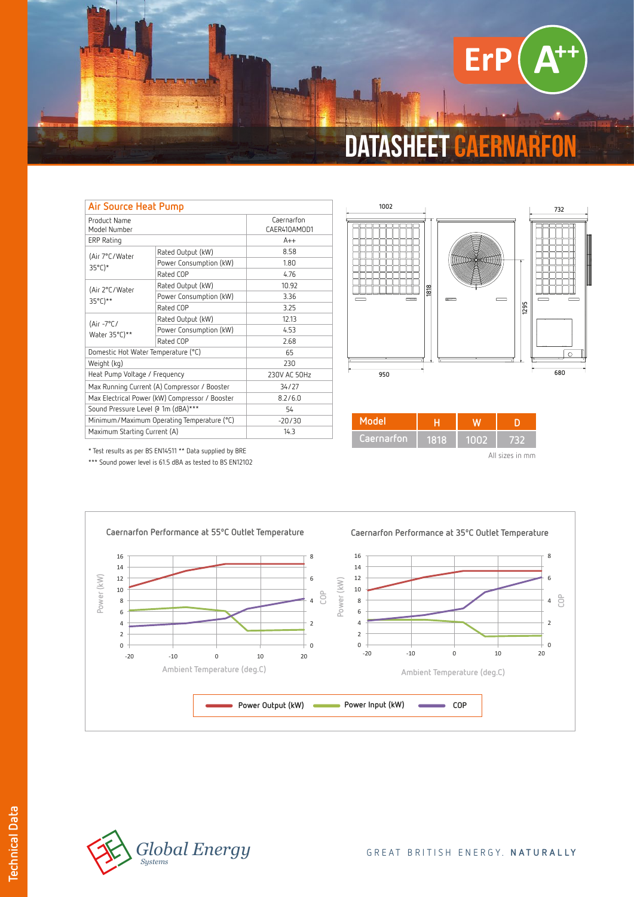# DATASHEET CAERNARFON

ErP A++

| Air Source Heat Pump | | |
|---|---|---|
| Product Name<br>Model Number | | Caernarfon<br>CAER410AMOD1 |
| ERP Rating | | A++ |
| (Air 7°C/Water 35°C)* | Rated Output (kW) | 8.58 |
| | Power Consumption (kW) | 1.80 |
| | Rated COP | 4.76 |
| (Air 2°C/Water 35°C)** | Rated Output (kW) | 10.92 |
| | Power Consumption (kW) | 3.36 |
| | Rated COP | 3.25 |
| (Air -7°C/ Water 35°C)** | Rated Output (kW) | 12.13 |
| | Power Consumption (kW) | 4.53 |
| | Rated COP | 2.68 |
| Domestic Hot Water Temperature (°C) | | 65 |
| Weight (kg) | | 230 |
| Heat Pump Voltage / Frequency | | 230V AC 50Hz |
| Max Running Current (A) Compressor / Booster | | 34/27 |
| Max Electrical Power (kW) Compressor / Booster | | 8.2/6.0 |
| Sound Pressure Level @ 1m (dBA)*** | | 54 |
| Minimum/Maximum Operating Temperature (°C) | | -20/30 |
| Maximum Starting Current (A) | | 14.3 |

\* Test results as per BS EN14511 ** Data supplied by BRE

\*** Sound power level is 61.5 dBA as tested to BS EN12102

| Model | H | W | D |
|---|---|---|---|
| Caernarfon | 1818 | 1002 | 732 |

All sizes in mm

**Caernarfon Performance at 55°C Outlet Temperature**

**Caernarfon Performance at 35°C Outlet Temperature**

Power Output (kW) — Power Input (kW) — COP

GREAT BRITISH ENERGY. **NATURALLY**

Technical Data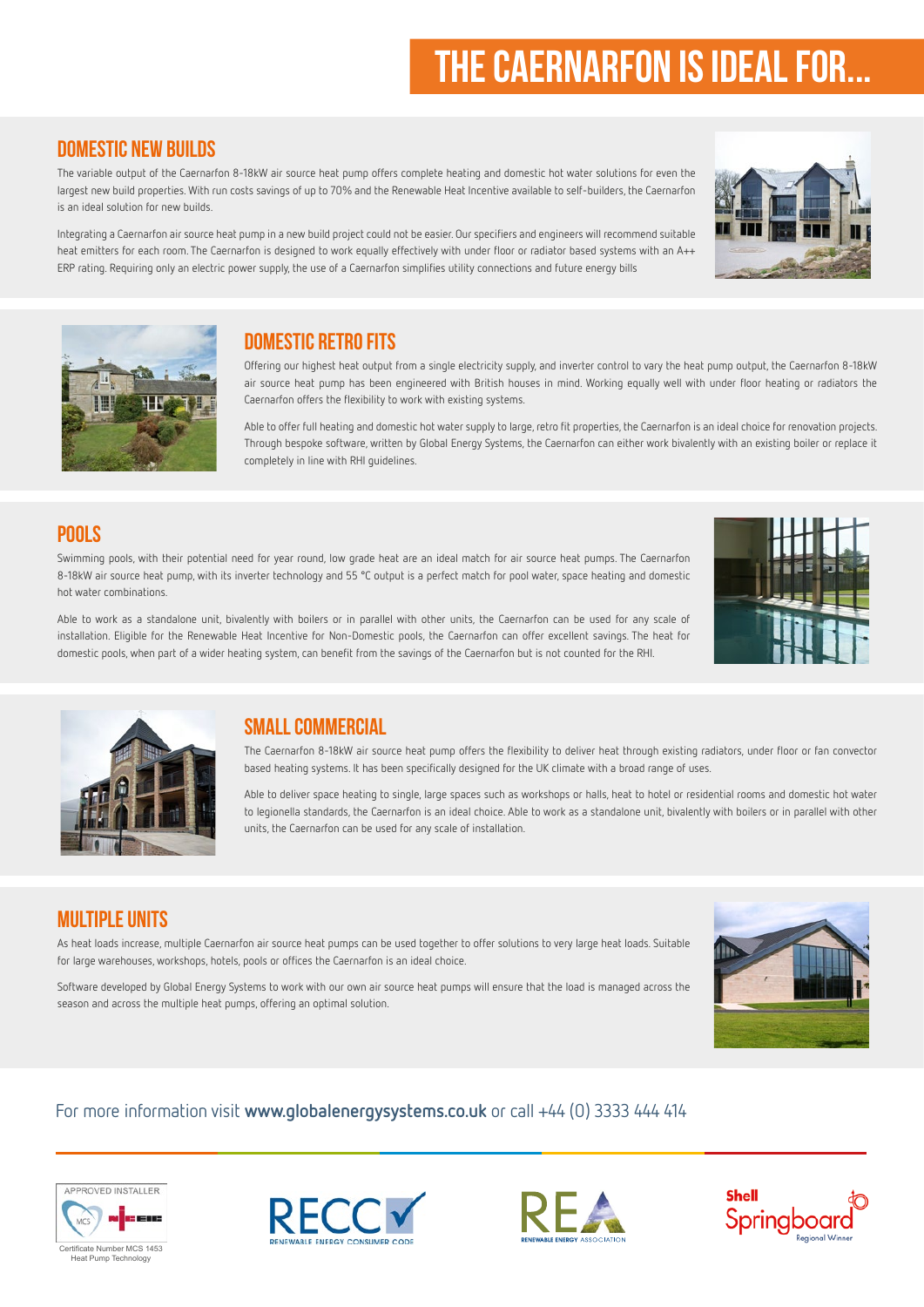# THE CAERNARFON IS IDEAL FOR...

## DOMESTIC NEW BUILDS

The variable output of the Caernarfon 8-18kW air source heat pump offers complete heating and domestic hot water solutions for even the largest new build properties. With run costs savings of up to 70% and the Renewable Heat Incentive available to self-builders, the Caernarfon is an ideal solution for new builds.

Integrating a Caernarfon air source heat pump in a new build project could not be easier. Our specifiers and engineers will recommend suitable heat emitters for each room. The Caernarfon is designed to work equally effectively with under floor or radiator based systems with an A++ ERP rating. Requiring only an electric power supply, the use of a Caernarfon simplifies utility connections and future energy bills

## DOMESTIC RETRO FITS

Offering our highest heat output from a single electricity supply, and inverter control to vary the heat pump output, the Caernarfon 8-18kW air source heat pump has been engineered with British houses in mind. Working equally well with under floor heating or radiators the Caernarfon offers the flexibility to work with existing systems.

Able to offer full heating and domestic hot water supply to large, retro fit properties, the Caernarfon is an ideal choice for renovation projects. Through bespoke software, written by Global Energy Systems, the Caernarfon can either work bivalently with an existing boiler or replace it completely in line with RHI guidelines.

## POOLS

Swimming pools, with their potential need for year round, low grade heat are an ideal match for air source heat pumps. The Caernarfon 8-18kW air source heat pump, with its inverter technology and 55 °C output is a perfect match for pool water, space heating and domestic hot water combinations.

Able to work as a standalone unit, bivalently with boilers or in parallel with other units, the Caernarfon can be used for any scale of installation. Eligible for the Renewable Heat Incentive for Non-Domestic pools, the Caernarfon can offer excellent savings. The heat for domestic pools, when part of a wider heating system, can benefit from the savings of the Caernarfon but is not counted for the RHI.

## SMALL COMMERCIAL

The Caernarfon 8-18kW air source heat pump offers the flexibility to deliver heat through existing radiators, under floor or fan convector based heating systems. It has been specifically designed for the UK climate with a broad range of uses.

Able to deliver space heating to single, large spaces such as workshops or halls, heat to hotel or residential rooms and domestic hot water to legionella standards, the Caernarfon is an ideal choice. Able to work as a standalone unit, bivalently with boilers or in parallel with other units, the Caernarfon can be used for any scale of installation.

## MULTIPLE UNITS

As heat loads increase, multiple Caernarfon air source heat pumps can be used together to offer solutions to very large heat loads. Suitable for large warehouses, workshops, hotels, pools or offices the Caernarfon is an ideal choice.

Software developed by Global Energy Systems to work with our own air source heat pumps will ensure that the load is managed across the season and across the multiple heat pumps, offering an optimal solution.

For more information visit **www.globalenergysystems.co.uk** or call +44 (0) 3333 444 414

APPROVED INSTALLER MCS NICEIC
Certificate Number MCS 1453
Heat Pump Technology

RECC RENEWABLE ENERGY CONSUMER CODE

REA RENEWABLE ENERGY ASSOCIATION

Shell Springboard Regional Winner